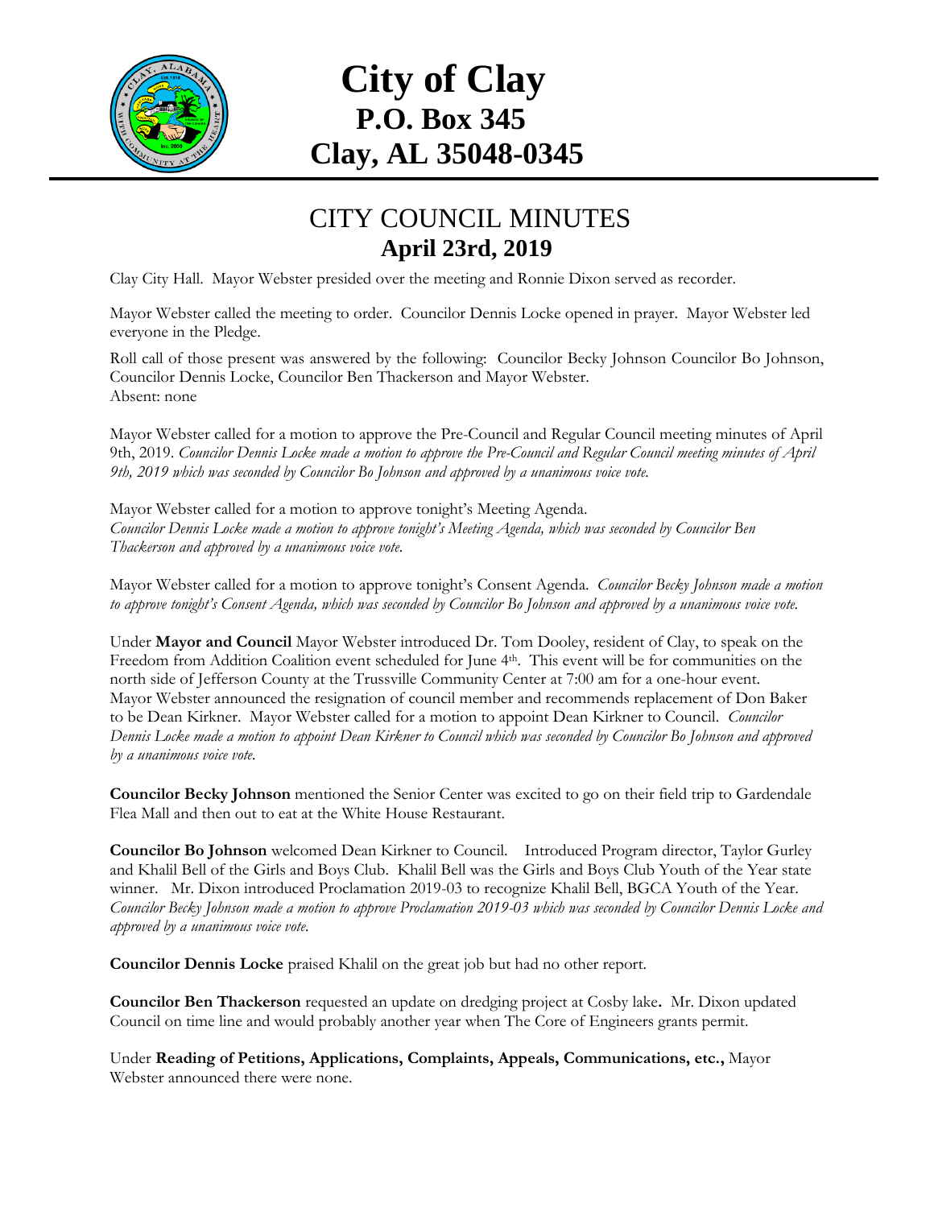# City of Clay
## P.O. Box 345
## Clay, AL 35048-0345

# CITY COUNCIL MINUTES
## April 23rd, 2019

Clay City Hall. Mayor Webster presided over the meeting and Ronnie Dixon served as recorder.

Mayor Webster called the meeting to order. Councilor Dennis Locke opened in prayer. Mayor Webster led everyone in the Pledge.

Roll call of those present was answered by the following: Councilor Becky Johnson Councilor Bo Johnson, Councilor Dennis Locke, Councilor Ben Thackerson and Mayor Webster.
Absent: none

Mayor Webster called for a motion to approve the Pre-Council and Regular Council meeting minutes of April 9th, 2019. *Councilor Dennis Locke made a motion to approve the Pre-Council and Regular Council meeting minutes of April 9th, 2019 which was seconded by Councilor Bo Johnson and approved by a unanimous voice vote.*

Mayor Webster called for a motion to approve tonight's Meeting Agenda.
*Councilor Dennis Locke made a motion to approve tonight's Meeting Agenda, which was seconded by Councilor Ben Thackerson and approved by a unanimous voice vote.*

Mayor Webster called for a motion to approve tonight's Consent Agenda. *Councilor Becky Johnson made a motion to approve tonight's Consent Agenda, which was seconded by Councilor Bo Johnson and approved by a unanimous voice vote.*

Under **Mayor and Council** Mayor Webster introduced Dr. Tom Dooley, resident of Clay, to speak on the Freedom from Addition Coalition event scheduled for June 4th. This event will be for communities on the north side of Jefferson County at the Trussville Community Center at 7:00 am for a one-hour event. Mayor Webster announced the resignation of council member and recommends replacement of Don Baker to be Dean Kirkner. Mayor Webster called for a motion to appoint Dean Kirkner to Council. *Councilor Dennis Locke made a motion to appoint Dean Kirkner to Council which was seconded by Councilor Bo Johnson and approved by a unanimous voice vote.*

**Councilor Becky Johnson** mentioned the Senior Center was excited to go on their field trip to Gardendale Flea Mall and then out to eat at the White House Restaurant.

**Councilor Bo Johnson** welcomed Dean Kirkner to Council. Introduced Program director, Taylor Gurley and Khalil Bell of the Girls and Boys Club. Khalil Bell was the Girls and Boys Club Youth of the Year state winner. Mr. Dixon introduced Proclamation 2019-03 to recognize Khalil Bell, BGCA Youth of the Year. *Councilor Becky Johnson made a motion to approve Proclamation 2019-03 which was seconded by Councilor Dennis Locke and approved by a unanimous voice vote.*

**Councilor Dennis Locke** praised Khalil on the great job but had no other report.

**Councilor Ben Thackerson** requested an update on dredging project at Cosby lake**.** Mr. Dixon updated Council on time line and would probably another year when The Core of Engineers grants permit.

Under **Reading of Petitions, Applications, Complaints, Appeals, Communications, etc.,** Mayor Webster announced there were none.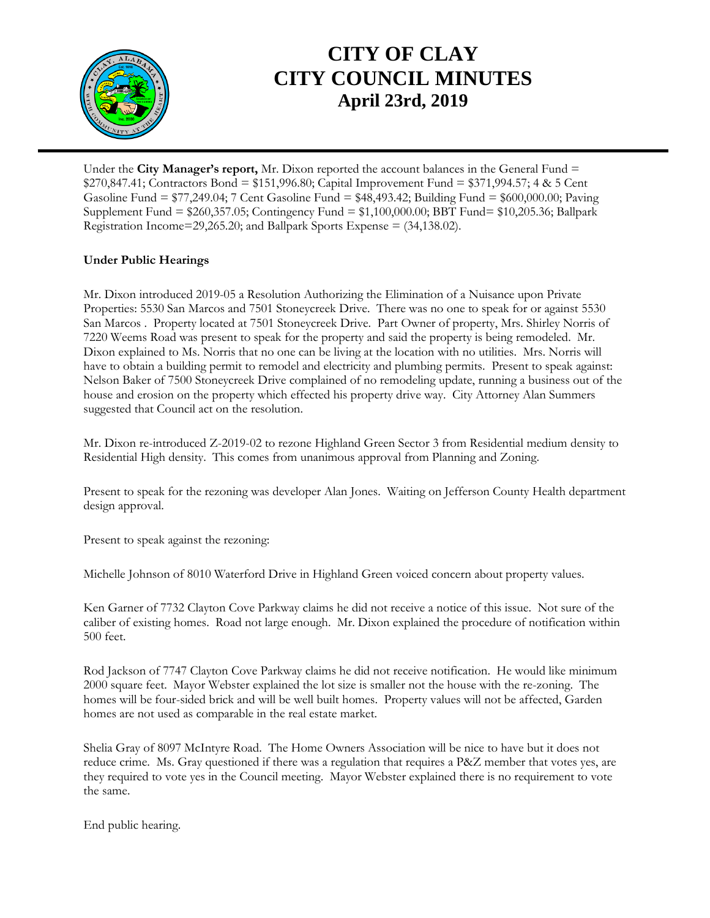# CITY OF CLAY
# CITY COUNCIL MINUTES
## April 23rd, 2019

Under the **City Manager's report,** Mr. Dixon reported the account balances in the General Fund = $270,847.41; Contractors Bond = $151,996.80; Capital Improvement Fund = $371,994.57; 4 & 5 Cent Gasoline Fund = $77,249.04; 7 Cent Gasoline Fund = $48,493.42; Building Fund = $600,000.00; Paving Supplement Fund = $260,357.05; Contingency Fund = $1,100,000.00; BBT Fund= $10,205.36; Ballpark Registration Income=29,265.20; and Ballpark Sports Expense = (34,138.02).

**Under Public Hearings**

Mr. Dixon introduced 2019-05 a Resolution Authorizing the Elimination of a Nuisance upon Private Properties: 5530 San Marcos and 7501 Stoneycreek Drive. There was no one to speak for or against 5530 San Marcos . Property located at 7501 Stoneycreek Drive. Part Owner of property, Mrs. Shirley Norris of 7220 Weems Road was present to speak for the property and said the property is being remodeled. Mr. Dixon explained to Ms. Norris that no one can be living at the location with no utilities. Mrs. Norris will have to obtain a building permit to remodel and electricity and plumbing permits. Present to speak against: Nelson Baker of 7500 Stoneycreek Drive complained of no remodeling update, running a business out of the house and erosion on the property which effected his property drive way. City Attorney Alan Summers suggested that Council act on the resolution.

Mr. Dixon re-introduced Z-2019-02 to rezone Highland Green Sector 3 from Residential medium density to Residential High density. This comes from unanimous approval from Planning and Zoning.

Present to speak for the rezoning was developer Alan Jones. Waiting on Jefferson County Health department design approval.

Present to speak against the rezoning:

Michelle Johnson of 8010 Waterford Drive in Highland Green voiced concern about property values.

Ken Garner of 7732 Clayton Cove Parkway claims he did not receive a notice of this issue. Not sure of the caliber of existing homes. Road not large enough. Mr. Dixon explained the procedure of notification within 500 feet.

Rod Jackson of 7747 Clayton Cove Parkway claims he did not receive notification. He would like minimum 2000 square feet. Mayor Webster explained the lot size is smaller not the house with the re-zoning. The homes will be four-sided brick and will be well built homes. Property values will not be affected, Garden homes are not used as comparable in the real estate market.

Shelia Gray of 8097 McIntyre Road. The Home Owners Association will be nice to have but it does not reduce crime. Ms. Gray questioned if there was a regulation that requires a P&Z member that votes yes, are they required to vote yes in the Council meeting. Mayor Webster explained there is no requirement to vote the same.

End public hearing.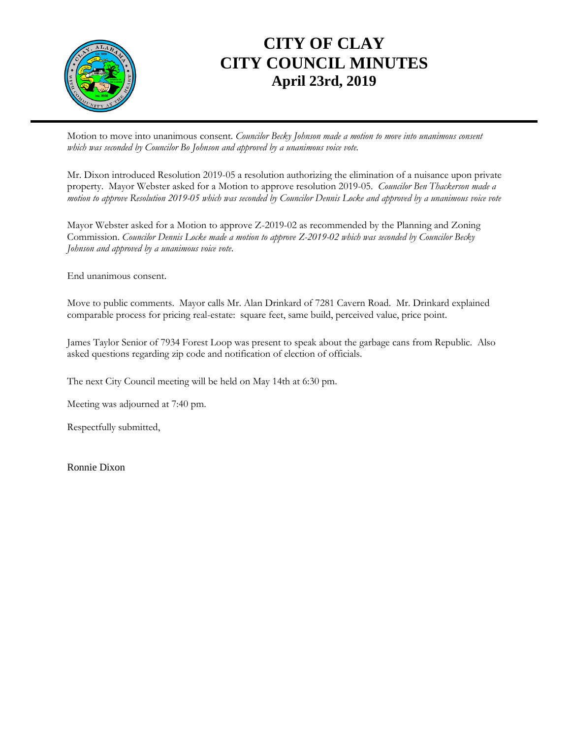# CITY OF CLAY
# CITY COUNCIL MINUTES
## April 23rd, 2019

Motion to move into unanimous consent. *Councilor Becky Johnson made a motion to move into unanimous consent which was seconded by Councilor Bo Johnson and approved by a unanimous voice vote.*

Mr. Dixon introduced Resolution 2019-05 a resolution authorizing the elimination of a nuisance upon private property. Mayor Webster asked for a Motion to approve resolution 2019-05. *Councilor Ben Thackerson made a motion to approve Resolution 2019-05 which was seconded by Councilor Dennis Locke and approved by a unanimous voice vote*

Mayor Webster asked for a Motion to approve Z-2019-02 as recommended by the Planning and Zoning Commission. *Councilor Dennis Locke made a motion to approve Z-2019-02 which was seconded by Councilor Becky Johnson and approved by a unanimous voice vote.*

End unanimous consent.

Move to public comments. Mayor calls Mr. Alan Drinkard of 7281 Cavern Road. Mr. Drinkard explained comparable process for pricing real-estate: square feet, same build, perceived value, price point.

James Taylor Senior of 7934 Forest Loop was present to speak about the garbage cans from Republic. Also asked questions regarding zip code and notification of election of officials.

The next City Council meeting will be held on May 14th at 6:30 pm.

Meeting was adjourned at 7:40 pm.

Respectfully submitted,

Ronnie Dixon